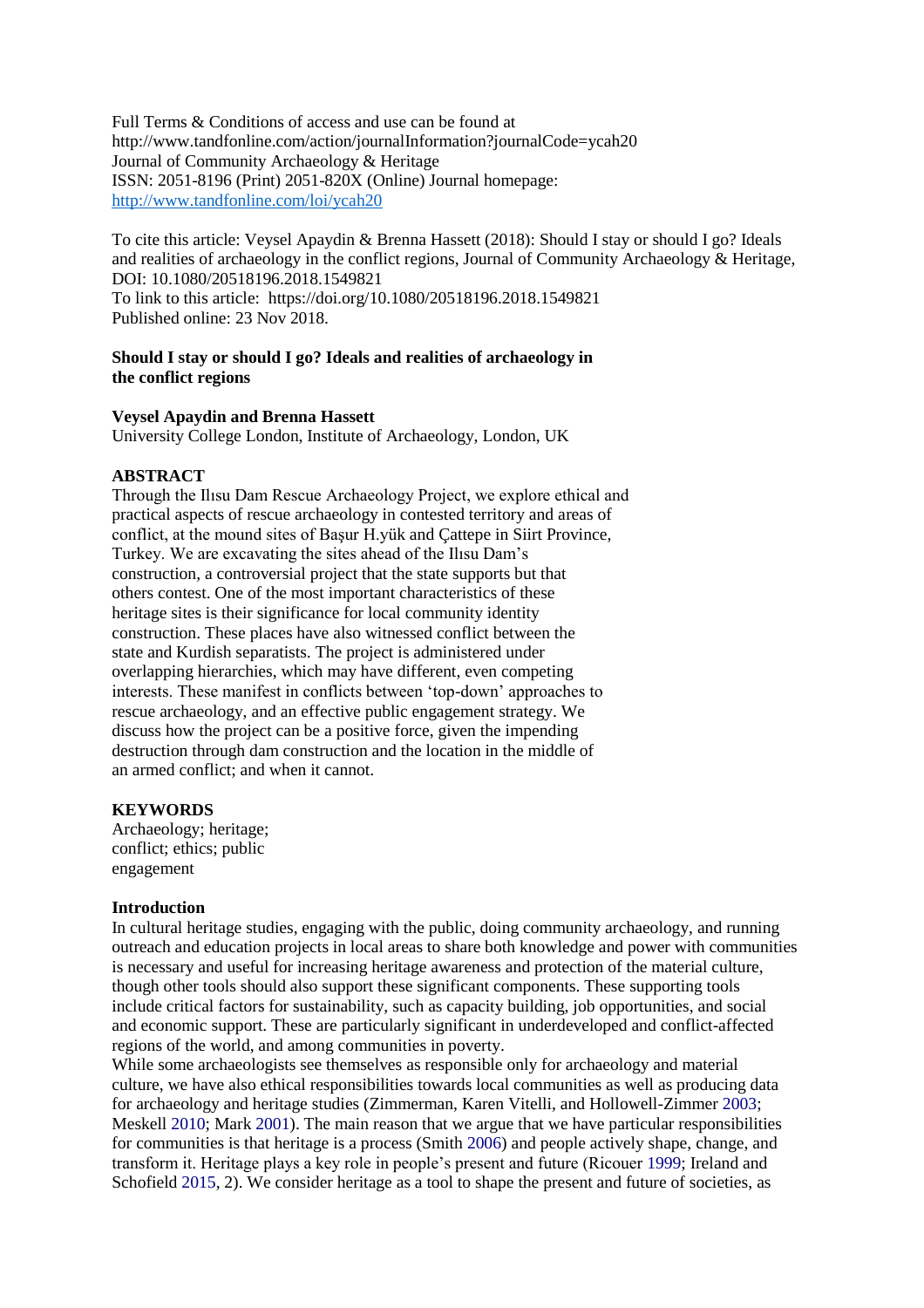Full Terms & Conditions of access and use can be found at
http://www.tandfonline.com/action/journalInformation?journalCode=ycah20
Journal of Community Archaeology & Heritage
ISSN: 2051-8196 (Print) 2051-820X (Online) Journal homepage:
http://www.tandfonline.com/loi/ycah20

To cite this article: Veysel Apaydin & Brenna Hassett (2018): Should I stay or should I go? Ideals and realities of archaeology in the conflict regions, Journal of Community Archaeology & Heritage, DOI: 10.1080/20518196.2018.1549821
To link to this article: https://doi.org/10.1080/20518196.2018.1549821
Published online: 23 Nov 2018.

# Should I stay or should I go? Ideals and realities of archaeology in the conflict regions

**Veysel Apaydin and Brenna Hassett**
University College London, Institute of Archaeology, London, UK

## ABSTRACT

Through the Ilısu Dam Rescue Archaeology Project, we explore ethical and practical aspects of rescue archaeology in contested territory and areas of conflict, at the mound sites of Başur H.yük and Çattepe in Siirt Province, Turkey. We are excavating the sites ahead of the Ilısu Dam's construction, a controversial project that the state supports but that others contest. One of the most important characteristics of these heritage sites is their significance for local community identity construction. These places have also witnessed conflict between the state and Kurdish separatists. The project is administered under overlapping hierarchies, which may have different, even competing interests. These manifest in conflicts between 'top-down' approaches to rescue archaeology, and an effective public engagement strategy. We discuss how the project can be a positive force, given the impending destruction through dam construction and the location in the middle of an armed conflict; and when it cannot.

## KEYWORDS

Archaeology; heritage; conflict; ethics; public engagement

## Introduction

In cultural heritage studies, engaging with the public, doing community archaeology, and running outreach and education projects in local areas to share both knowledge and power with communities is necessary and useful for increasing heritage awareness and protection of the material culture, though other tools should also support these significant components. These supporting tools include critical factors for sustainability, such as capacity building, job opportunities, and social and economic support. These are particularly significant in underdeveloped and conflict-affected regions of the world, and among communities in poverty.

While some archaeologists see themselves as responsible only for archaeology and material culture, we have also ethical responsibilities towards local communities as well as producing data for archaeology and heritage studies (Zimmerman, Karen Vitelli, and Hollowell-Zimmer 2003; Meskell 2010; Mark 2001). The main reason that we argue that we have particular responsibilities for communities is that heritage is a process (Smith 2006) and people actively shape, change, and transform it. Heritage plays a key role in people's present and future (Ricouer 1999; Ireland and Schofield 2015, 2). We consider heritage as a tool to shape the present and future of societies, as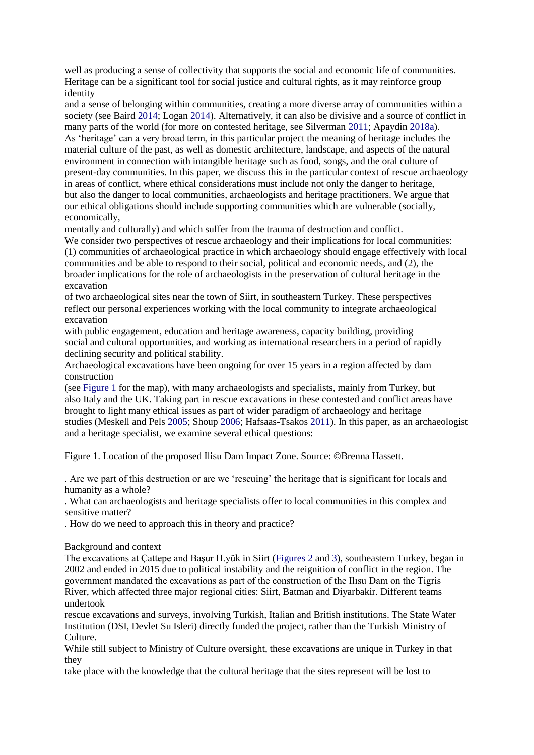well as producing a sense of collectivity that supports the social and economic life of communities. Heritage can be a significant tool for social justice and cultural rights, as it may reinforce group identity and a sense of belonging within communities, creating a more diverse array of communities within a society (see Baird 2014; Logan 2014). Alternatively, it can also be divisive and a source of conflict in many parts of the world (for more on contested heritage, see Silverman 2011; Apaydin 2018a).

As 'heritage' can a very broad term, in this particular project the meaning of heritage includes the material culture of the past, as well as domestic architecture, landscape, and aspects of the natural environment in connection with intangible heritage such as food, songs, and the oral culture of present-day communities. In this paper, we discuss this in the particular context of rescue archaeology in areas of conflict, where ethical considerations must include not only the danger to heritage, but also the danger to local communities, archaeologists and heritage practitioners. We argue that our ethical obligations should include supporting communities which are vulnerable (socially, economically, mentally and culturally) and which suffer from the trauma of destruction and conflict.

We consider two perspectives of rescue archaeology and their implications for local communities: (1) communities of archaeological practice in which archaeology should engage effectively with local communities and be able to respond to their social, political and economic needs, and (2), the broader implications for the role of archaeologists in the preservation of cultural heritage in the excavation of two archaeological sites near the town of Siirt, in southeastern Turkey. These perspectives reflect our personal experiences working with the local community to integrate archaeological excavation with public engagement, education and heritage awareness, capacity building, providing social and cultural opportunities, and working as international researchers in a period of rapidly declining security and political stability.

Archaeological excavations have been ongoing for over 15 years in a region affected by dam construction (see Figure 1 for the map), with many archaeologists and specialists, mainly from Turkey, but also Italy and the UK. Taking part in rescue excavations in these contested and conflict areas have brought to light many ethical issues as part of wider paradigm of archaeology and heritage studies (Meskell and Pels 2005; Shoup 2006; Hafsaas-Tsakos 2011). In this paper, as an archaeologist and a heritage specialist, we examine several ethical questions:

Figure 1. Location of the proposed Ilisu Dam Impact Zone. Source: ©Brenna Hassett.

- Are we part of this destruction or are we 'rescuing' the heritage that is significant for locals and humanity as a whole?
- What can archaeologists and heritage specialists offer to local communities in this complex and sensitive matter?
- How do we need to approach this in theory and practice?

## Background and context

The excavations at Çattepe and Başur H.yük in Siirt (Figures 2 and 3), southeastern Turkey, began in 2002 and ended in 2015 due to political instability and the reignition of conflict in the region. The government mandated the excavations as part of the construction of the Ilısu Dam on the Tigris River, which affected three major regional cities: Siirt, Batman and Diyarbakir. Different teams undertook rescue excavations and surveys, involving Turkish, Italian and British institutions. The State Water Institution (DSI, Devlet Su Isleri) directly funded the project, rather than the Turkish Ministry of Culture.

While still subject to Ministry of Culture oversight, these excavations are unique in Turkey in that they take place with the knowledge that the cultural heritage that the sites represent will be lost to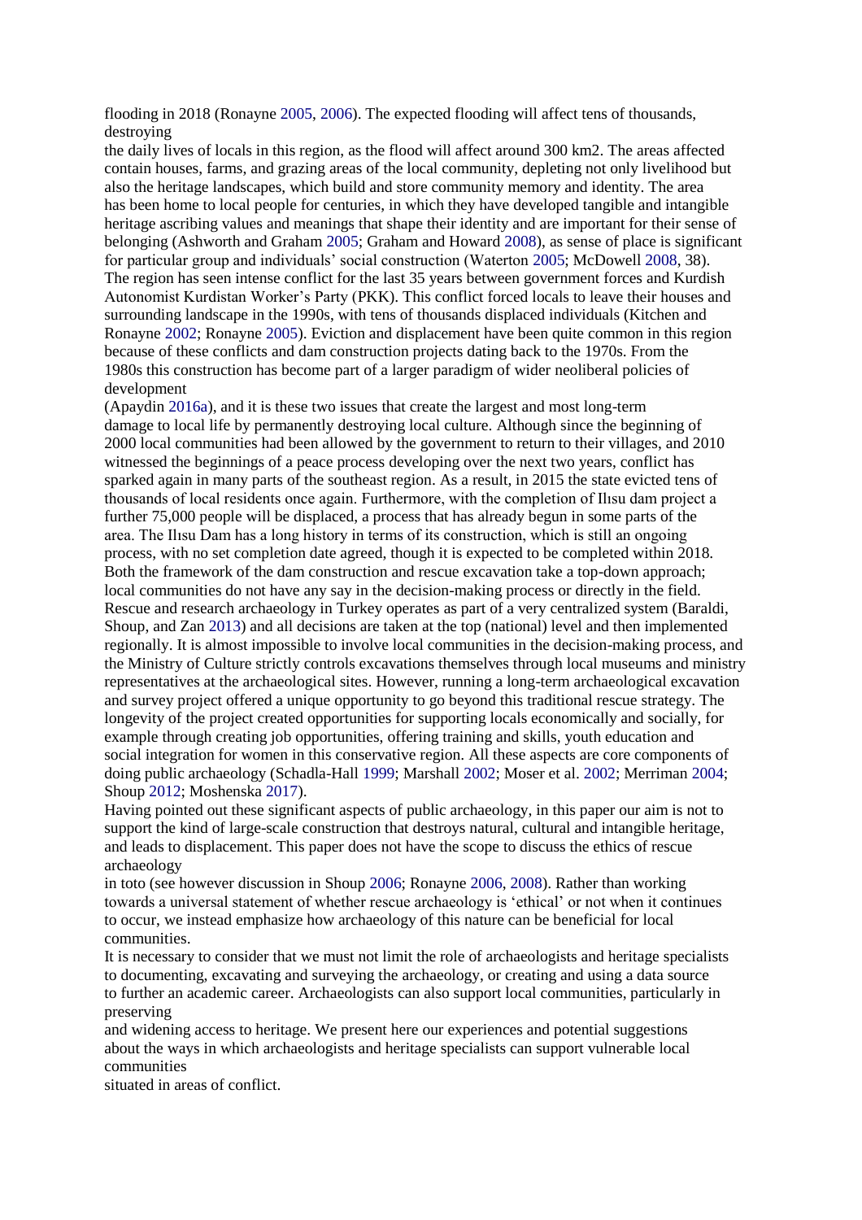flooding in 2018 (Ronayne 2005, 2006). The expected flooding will affect tens of thousands, destroying the daily lives of locals in this region, as the flood will affect around 300 km2. The areas affected contain houses, farms, and grazing areas of the local community, depleting not only livelihood but also the heritage landscapes, which build and store community memory and identity. The area has been home to local people for centuries, in which they have developed tangible and intangible heritage ascribing values and meanings that shape their identity and are important for their sense of belonging (Ashworth and Graham 2005; Graham and Howard 2008), as sense of place is significant for particular group and individuals' social construction (Waterton 2005; McDowell 2008, 38). The region has seen intense conflict for the last 35 years between government forces and Kurdish Autonomist Kurdistan Worker's Party (PKK). This conflict forced locals to leave their houses and surrounding landscape in the 1990s, with tens of thousands displaced individuals (Kitchen and Ronayne 2002; Ronayne 2005). Eviction and displacement have been quite common in this region because of these conflicts and dam construction projects dating back to the 1970s. From the 1980s this construction has become part of a larger paradigm of wider neoliberal policies of development (Apaydin 2016a), and it is these two issues that create the largest and most long-term damage to local life by permanently destroying local culture. Although since the beginning of 2000 local communities had been allowed by the government to return to their villages, and 2010 witnessed the beginnings of a peace process developing over the next two years, conflict has sparked again in many parts of the southeast region. As a result, in 2015 the state evicted tens of thousands of local residents once again. Furthermore, with the completion of Ilısu dam project a further 75,000 people will be displaced, a process that has already begun in some parts of the area. The Ilısu Dam has a long history in terms of its construction, which is still an ongoing process, with no set completion date agreed, though it is expected to be completed within 2018. Both the framework of the dam construction and rescue excavation take a top-down approach; local communities do not have any say in the decision-making process or directly in the field. Rescue and research archaeology in Turkey operates as part of a very centralized system (Baraldi, Shoup, and Zan 2013) and all decisions are taken at the top (national) level and then implemented regionally. It is almost impossible to involve local communities in the decision-making process, and the Ministry of Culture strictly controls excavations themselves through local museums and ministry representatives at the archaeological sites. However, running a long-term archaeological excavation and survey project offered a unique opportunity to go beyond this traditional rescue strategy. The longevity of the project created opportunities for supporting locals economically and socially, for example through creating job opportunities, offering training and skills, youth education and social integration for women in this conservative region. All these aspects are core components of doing public archaeology (Schadla-Hall 1999; Marshall 2002; Moser et al. 2002; Merriman 2004; Shoup 2012; Moshenska 2017).

Having pointed out these significant aspects of public archaeology, in this paper our aim is not to support the kind of large-scale construction that destroys natural, cultural and intangible heritage, and leads to displacement. This paper does not have the scope to discuss the ethics of rescue archaeology in toto (see however discussion in Shoup 2006; Ronayne 2006, 2008). Rather than working towards a universal statement of whether rescue archaeology is 'ethical' or not when it continues to occur, we instead emphasize how archaeology of this nature can be beneficial for local communities.

It is necessary to consider that we must not limit the role of archaeologists and heritage specialists to documenting, excavating and surveying the archaeology, or creating and using a data source to further an academic career. Archaeologists can also support local communities, particularly in preserving and widening access to heritage. We present here our experiences and potential suggestions about the ways in which archaeologists and heritage specialists can support vulnerable local communities situated in areas of conflict.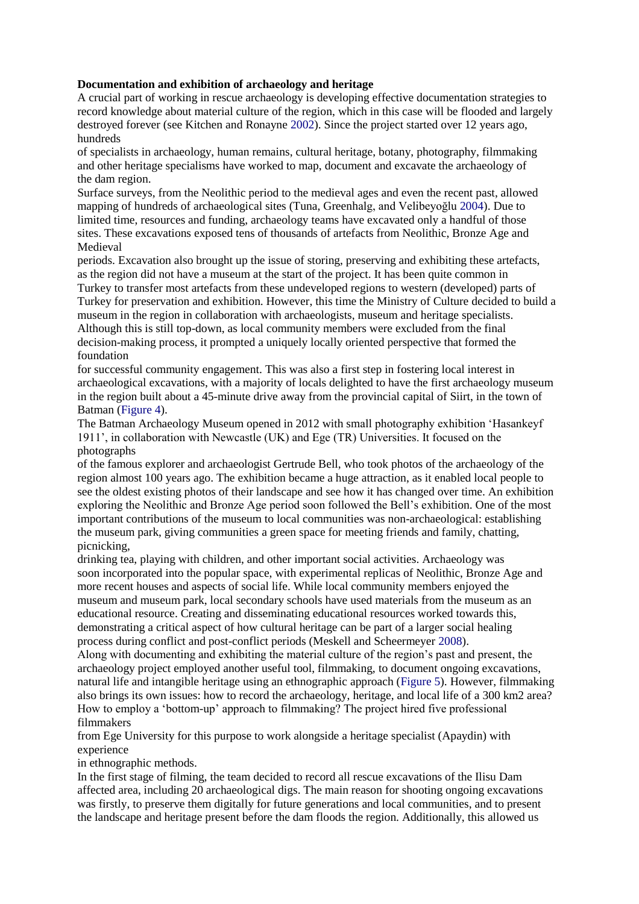**Documentation and exhibition of archaeology and heritage**

A crucial part of working in rescue archaeology is developing effective documentation strategies to record knowledge about material culture of the region, which in this case will be flooded and largely destroyed forever (see Kitchen and Ronayne 2002). Since the project started over 12 years ago, hundreds of specialists in archaeology, human remains, cultural heritage, botany, photography, filmmaking and other heritage specialisms have worked to map, document and excavate the archaeology of the dam region.

Surface surveys, from the Neolithic period to the medieval ages and even the recent past, allowed mapping of hundreds of archaeological sites (Tuna, Greenhalg, and Velibeyoğlu 2004). Due to limited time, resources and funding, archaeology teams have excavated only a handful of those sites. These excavations exposed tens of thousands of artefacts from Neolithic, Bronze Age and Medieval periods. Excavation also brought up the issue of storing, preserving and exhibiting these artefacts, as the region did not have a museum at the start of the project. It has been quite common in Turkey to transfer most artefacts from these undeveloped regions to western (developed) parts of Turkey for preservation and exhibition. However, this time the Ministry of Culture decided to build a museum in the region in collaboration with archaeologists, museum and heritage specialists. Although this is still top-down, as local community members were excluded from the final decision-making process, it prompted a uniquely locally oriented perspective that formed the foundation for successful community engagement. This was also a first step in fostering local interest in archaeological excavations, with a majority of locals delighted to have the first archaeology museum in the region built about a 45-minute drive away from the provincial capital of Siirt, in the town of Batman (Figure 4).

The Batman Archaeology Museum opened in 2012 with small photography exhibition 'Hasankeyf 1911', in collaboration with Newcastle (UK) and Ege (TR) Universities. It focused on the photographs of the famous explorer and archaeologist Gertrude Bell, who took photos of the archaeology of the region almost 100 years ago. The exhibition became a huge attraction, as it enabled local people to see the oldest existing photos of their landscape and see how it has changed over time. An exhibition exploring the Neolithic and Bronze Age period soon followed the Bell's exhibition. One of the most important contributions of the museum to local communities was non-archaeological: establishing the museum park, giving communities a green space for meeting friends and family, chatting, picnicking, drinking tea, playing with children, and other important social activities. Archaeology was soon incorporated into the popular space, with experimental replicas of Neolithic, Bronze Age and more recent houses and aspects of social life. While local community members enjoyed the museum and museum park, local secondary schools have used materials from the museum as an educational resource. Creating and disseminating educational resources worked towards this, demonstrating a critical aspect of how cultural heritage can be part of a larger social healing process during conflict and post-conflict periods (Meskell and Scheermeyer 2008).

Along with documenting and exhibiting the material culture of the region's past and present, the archaeology project employed another useful tool, filmmaking, to document ongoing excavations, natural life and intangible heritage using an ethnographic approach (Figure 5). However, filmmaking also brings its own issues: how to record the archaeology, heritage, and local life of a 300 km2 area? How to employ a 'bottom-up' approach to filmmaking? The project hired five professional filmmakers from Ege University for this purpose to work alongside a heritage specialist (Apaydin) with experience in ethnographic methods.

In the first stage of filming, the team decided to record all rescue excavations of the Ilisu Dam affected area, including 20 archaeological digs. The main reason for shooting ongoing excavations was firstly, to preserve them digitally for future generations and local communities, and to present the landscape and heritage present before the dam floods the region. Additionally, this allowed us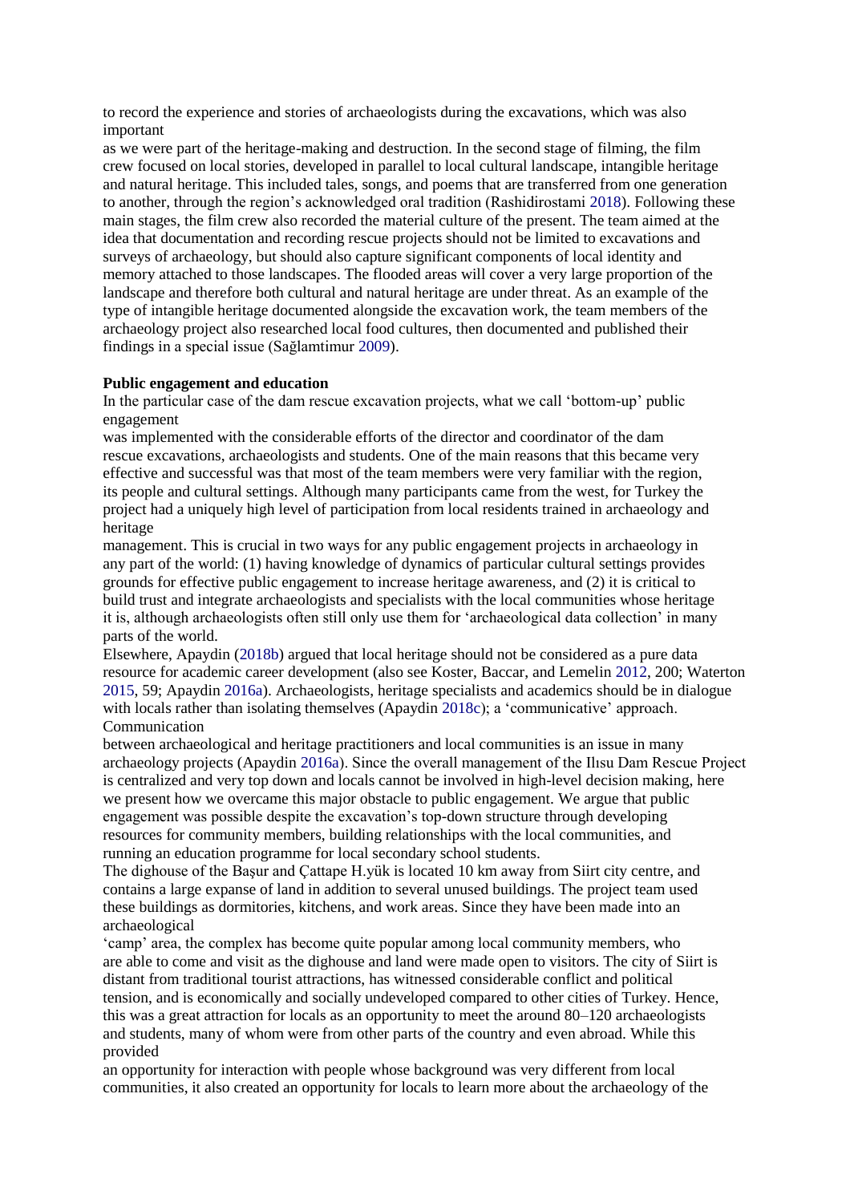to record the experience and stories of archaeologists during the excavations, which was also important as we were part of the heritage-making and destruction. In the second stage of filming, the film crew focused on local stories, developed in parallel to local cultural landscape, intangible heritage and natural heritage. This included tales, songs, and poems that are transferred from one generation to another, through the region's acknowledged oral tradition (Rashidirostami 2018). Following these main stages, the film crew also recorded the material culture of the present. The team aimed at the idea that documentation and recording rescue projects should not be limited to excavations and surveys of archaeology, but should also capture significant components of local identity and memory attached to those landscapes. The flooded areas will cover a very large proportion of the landscape and therefore both cultural and natural heritage are under threat. As an example of the type of intangible heritage documented alongside the excavation work, the team members of the archaeology project also researched local food cultures, then documented and published their findings in a special issue (Sağlamtimur 2009).

**Public engagement and education**

In the particular case of the dam rescue excavation projects, what we call 'bottom-up' public engagement was implemented with the considerable efforts of the director and coordinator of the dam rescue excavations, archaeologists and students. One of the main reasons that this became very effective and successful was that most of the team members were very familiar with the region, its people and cultural settings. Although many participants came from the west, for Turkey the project had a uniquely high level of participation from local residents trained in archaeology and heritage management. This is crucial in two ways for any public engagement projects in archaeology in any part of the world: (1) having knowledge of dynamics of particular cultural settings provides grounds for effective public engagement to increase heritage awareness, and (2) it is critical to build trust and integrate archaeologists and specialists with the local communities whose heritage it is, although archaeologists often still only use them for 'archaeological data collection' in many parts of the world.

Elsewhere, Apaydin (2018b) argued that local heritage should not be considered as a pure data resource for academic career development (also see Koster, Baccar, and Lemelin 2012, 200; Waterton 2015, 59; Apaydin 2016a). Archaeologists, heritage specialists and academics should be in dialogue with locals rather than isolating themselves (Apaydin 2018c); a 'communicative' approach. Communication between archaeological and heritage practitioners and local communities is an issue in many archaeology projects (Apaydin 2016a). Since the overall management of the Ilısu Dam Rescue Project is centralized and very top down and locals cannot be involved in high-level decision making, here we present how we overcame this major obstacle to public engagement. We argue that public engagement was possible despite the excavation's top-down structure through developing resources for community members, building relationships with the local communities, and running an education programme for local secondary school students.

The dighouse of the Başur and Çattape H.yük is located 10 km away from Siirt city centre, and contains a large expanse of land in addition to several unused buildings. The project team used these buildings as dormitories, kitchens, and work areas. Since they have been made into an archaeological 'camp' area, the complex has become quite popular among local community members, who are able to come and visit as the dighouse and land were made open to visitors. The city of Siirt is distant from traditional tourist attractions, has witnessed considerable conflict and political tension, and is economically and socially undeveloped compared to other cities of Turkey. Hence, this was a great attraction for locals as an opportunity to meet the around 80–120 archaeologists and students, many of whom were from other parts of the country and even abroad. While this provided an opportunity for interaction with people whose background was very different from local communities, it also created an opportunity for locals to learn more about the archaeology of the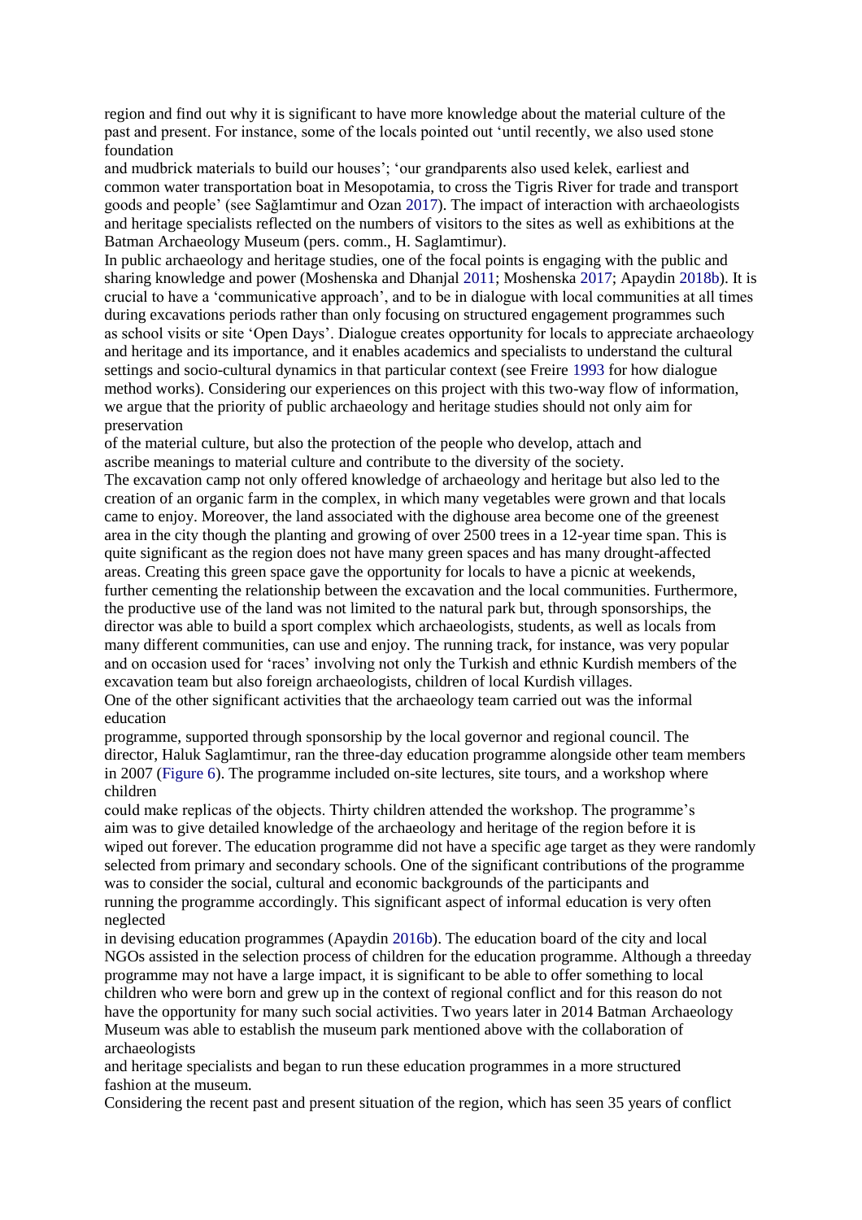region and find out why it is significant to have more knowledge about the material culture of the past and present. For instance, some of the locals pointed out 'until recently, we also used stone foundation and mudbrick materials to build our houses'; 'our grandparents also used kelek, earliest and common water transportation boat in Mesopotamia, to cross the Tigris River for trade and transport goods and people' (see Sağlamtimur and Ozan 2017). The impact of interaction with archaeologists and heritage specialists reflected on the numbers of visitors to the sites as well as exhibitions at the Batman Archaeology Museum (pers. comm., H. Saglamtimur).

In public archaeology and heritage studies, one of the focal points is engaging with the public and sharing knowledge and power (Moshenska and Dhanjal 2011; Moshenska 2017; Apaydin 2018b). It is crucial to have a 'communicative approach', and to be in dialogue with local communities at all times during excavations periods rather than only focusing on structured engagement programmes such as school visits or site 'Open Days'. Dialogue creates opportunity for locals to appreciate archaeology and heritage and its importance, and it enables academics and specialists to understand the cultural settings and socio-cultural dynamics in that particular context (see Freire 1993 for how dialogue method works). Considering our experiences on this project with this two-way flow of information, we argue that the priority of public archaeology and heritage studies should not only aim for preservation of the material culture, but also the protection of the people who develop, attach and ascribe meanings to material culture and contribute to the diversity of the society.

The excavation camp not only offered knowledge of archaeology and heritage but also led to the creation of an organic farm in the complex, in which many vegetables were grown and that locals came to enjoy. Moreover, the land associated with the dighouse area become one of the greenest area in the city though the planting and growing of over 2500 trees in a 12-year time span. This is quite significant as the region does not have many green spaces and has many drought-affected areas. Creating this green space gave the opportunity for locals to have a picnic at weekends, further cementing the relationship between the excavation and the local communities. Furthermore, the productive use of the land was not limited to the natural park but, through sponsorships, the director was able to build a sport complex which archaeologists, students, as well as locals from many different communities, can use and enjoy. The running track, for instance, was very popular and on occasion used for 'races' involving not only the Turkish and ethnic Kurdish members of the excavation team but also foreign archaeologists, children of local Kurdish villages.

One of the other significant activities that the archaeology team carried out was the informal education programme, supported through sponsorship by the local governor and regional council. The director, Haluk Saglamtimur, ran the three-day education programme alongside other team members in 2007 (Figure 6). The programme included on-site lectures, site tours, and a workshop where children could make replicas of the objects. Thirty children attended the workshop. The programme's aim was to give detailed knowledge of the archaeology and heritage of the region before it is wiped out forever. The education programme did not have a specific age target as they were randomly selected from primary and secondary schools. One of the significant contributions of the programme was to consider the social, cultural and economic backgrounds of the participants and running the programme accordingly. This significant aspect of informal education is very often neglected in devising education programmes (Apaydin 2016b). The education board of the city and local NGOs assisted in the selection process of children for the education programme. Although a threeday programme may not have a large impact, it is significant to be able to offer something to local children who were born and grew up in the context of regional conflict and for this reason do not have the opportunity for many such social activities. Two years later in 2014 Batman Archaeology Museum was able to establish the museum park mentioned above with the collaboration of archaeologists and heritage specialists and began to run these education programmes in a more structured fashion at the museum.

Considering the recent past and present situation of the region, which has seen 35 years of conflict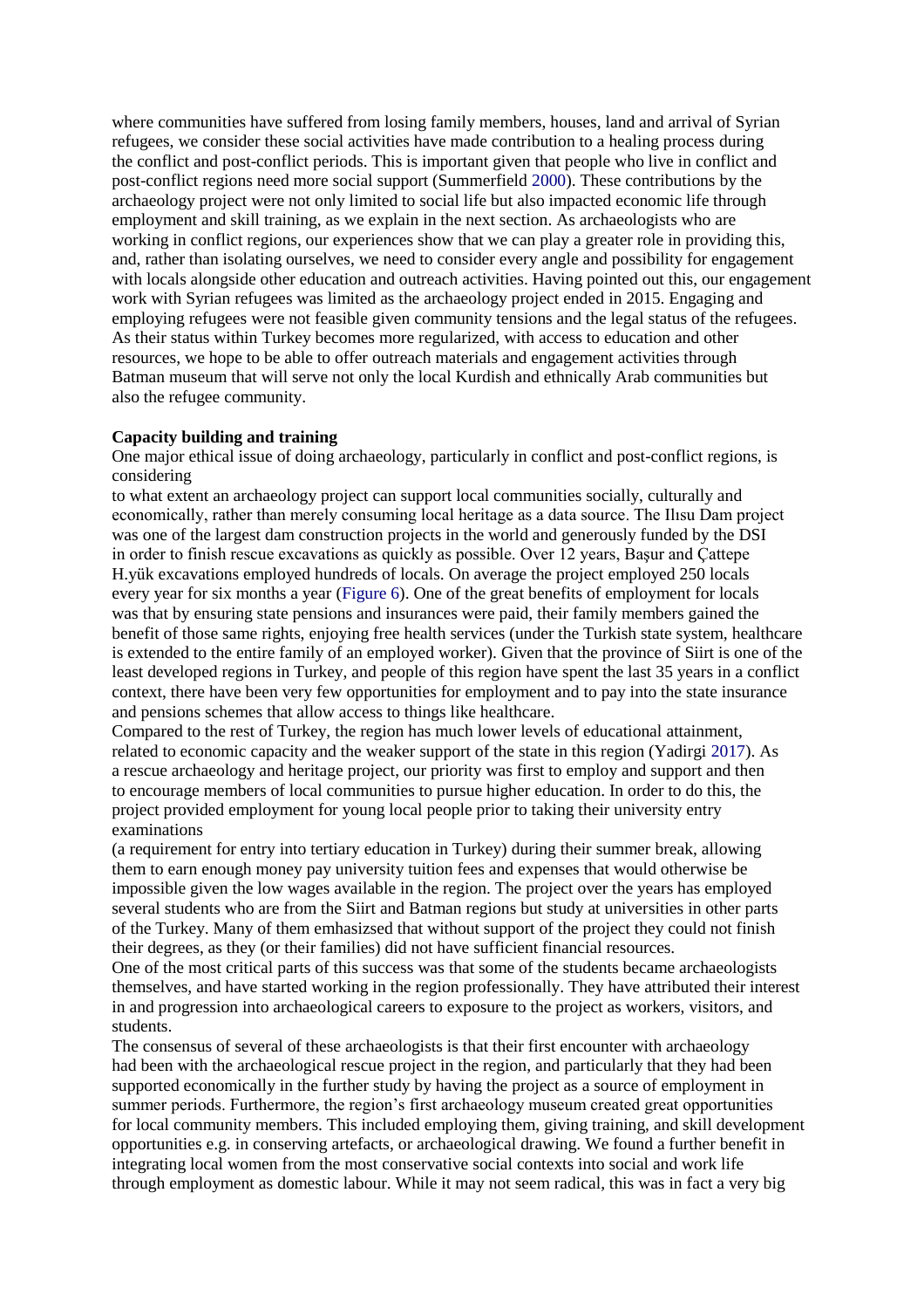where communities have suffered from losing family members, houses, land and arrival of Syrian refugees, we consider these social activities have made contribution to a healing process during the conflict and post-conflict periods. This is important given that people who live in conflict and post-conflict regions need more social support (Summerfield 2000). These contributions by the archaeology project were not only limited to social life but also impacted economic life through employment and skill training, as we explain in the next section. As archaeologists who are working in conflict regions, our experiences show that we can play a greater role in providing this, and, rather than isolating ourselves, we need to consider every angle and possibility for engagement with locals alongside other education and outreach activities. Having pointed out this, our engagement work with Syrian refugees was limited as the archaeology project ended in 2015. Engaging and employing refugees were not feasible given community tensions and the legal status of the refugees. As their status within Turkey becomes more regularized, with access to education and other resources, we hope to be able to offer outreach materials and engagement activities through Batman museum that will serve not only the local Kurdish and ethnically Arab communities but also the refugee community.

**Capacity building and training**

One major ethical issue of doing archaeology, particularly in conflict and post-conflict regions, is considering to what extent an archaeology project can support local communities socially, culturally and economically, rather than merely consuming local heritage as a data source. The Ilısu Dam project was one of the largest dam construction projects in the world and generously funded by the DSI in order to finish rescue excavations as quickly as possible. Over 12 years, Başur and Çattepe H.yük excavations employed hundreds of locals. On average the project employed 250 locals every year for six months a year (Figure 6). One of the great benefits of employment for locals was that by ensuring state pensions and insurances were paid, their family members gained the benefit of those same rights, enjoying free health services (under the Turkish state system, healthcare is extended to the entire family of an employed worker). Given that the province of Siirt is one of the least developed regions in Turkey, and people of this region have spent the last 35 years in a conflict context, there have been very few opportunities for employment and to pay into the state insurance and pensions schemes that allow access to things like healthcare.

Compared to the rest of Turkey, the region has much lower levels of educational attainment, related to economic capacity and the weaker support of the state in this region (Yadirgi 2017). As a rescue archaeology and heritage project, our priority was first to employ and support and then to encourage members of local communities to pursue higher education. In order to do this, the project provided employment for young local people prior to taking their university entry examinations (a requirement for entry into tertiary education in Turkey) during their summer break, allowing them to earn enough money pay university tuition fees and expenses that would otherwise be impossible given the low wages available in the region. The project over the years has employed several students who are from the Siirt and Batman regions but study at universities in other parts of the Turkey. Many of them emhasizsed that without support of the project they could not finish their degrees, as they (or their families) did not have sufficient financial resources.

One of the most critical parts of this success was that some of the students became archaeologists themselves, and have started working in the region professionally. They have attributed their interest in and progression into archaeological careers to exposure to the project as workers, visitors, and students.

The consensus of several of these archaeologists is that their first encounter with archaeology had been with the archaeological rescue project in the region, and particularly that they had been supported economically in the further study by having the project as a source of employment in summer periods. Furthermore, the region's first archaeology museum created great opportunities for local community members. This included employing them, giving training, and skill development opportunities e.g. in conserving artefacts, or archaeological drawing. We found a further benefit in integrating local women from the most conservative social contexts into social and work life through employment as domestic labour. While it may not seem radical, this was in fact a very big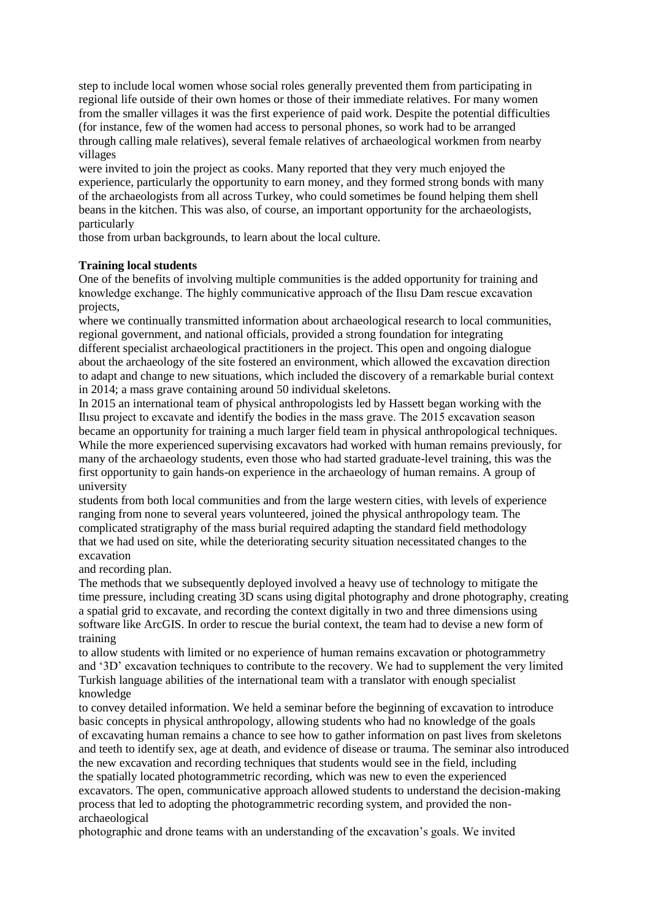step to include local women whose social roles generally prevented them from participating in regional life outside of their own homes or those of their immediate relatives. For many women from the smaller villages it was the first experience of paid work. Despite the potential difficulties (for instance, few of the women had access to personal phones, so work had to be arranged through calling male relatives), several female relatives of archaeological workmen from nearby villages were invited to join the project as cooks. Many reported that they very much enjoyed the experience, particularly the opportunity to earn money, and they formed strong bonds with many of the archaeologists from all across Turkey, who could sometimes be found helping them shell beans in the kitchen. This was also, of course, an important opportunity for the archaeologists, particularly those from urban backgrounds, to learn about the local culture.

**Training local students**

One of the benefits of involving multiple communities is the added opportunity for training and knowledge exchange. The highly communicative approach of the Ilısu Dam rescue excavation projects, where we continually transmitted information about archaeological research to local communities, regional government, and national officials, provided a strong foundation for integrating different specialist archaeological practitioners in the project. This open and ongoing dialogue about the archaeology of the site fostered an environment, which allowed the excavation direction to adapt and change to new situations, which included the discovery of a remarkable burial context in 2014; a mass grave containing around 50 individual skeletons.

In 2015 an international team of physical anthropologists led by Hassett began working with the Ilısu project to excavate and identify the bodies in the mass grave. The 2015 excavation season became an opportunity for training a much larger field team in physical anthropological techniques. While the more experienced supervising excavators had worked with human remains previously, for many of the archaeology students, even those who had started graduate-level training, this was the first opportunity to gain hands-on experience in the archaeology of human remains. A group of university students from both local communities and from the large western cities, with levels of experience ranging from none to several years volunteered, joined the physical anthropology team. The complicated stratigraphy of the mass burial required adapting the standard field methodology that we had used on site, while the deteriorating security situation necessitated changes to the excavation and recording plan.

The methods that we subsequently deployed involved a heavy use of technology to mitigate the time pressure, including creating 3D scans using digital photography and drone photography, creating a spatial grid to excavate, and recording the context digitally in two and three dimensions using software like ArcGIS. In order to rescue the burial context, the team had to devise a new form of training to allow students with limited or no experience of human remains excavation or photogrammetry and '3D' excavation techniques to contribute to the recovery. We had to supplement the very limited Turkish language abilities of the international team with a translator with enough specialist knowledge to convey detailed information. We held a seminar before the beginning of excavation to introduce basic concepts in physical anthropology, allowing students who had no knowledge of the goals of excavating human remains a chance to see how to gather information on past lives from skeletons and teeth to identify sex, age at death, and evidence of disease or trauma. The seminar also introduced the new excavation and recording techniques that students would see in the field, including the spatially located photogrammetric recording, which was new to even the experienced excavators. The open, communicative approach allowed students to understand the decision-making process that led to adopting the photogrammetric recording system, and provided the non-archaeological photographic and drone teams with an understanding of the excavation's goals. We invited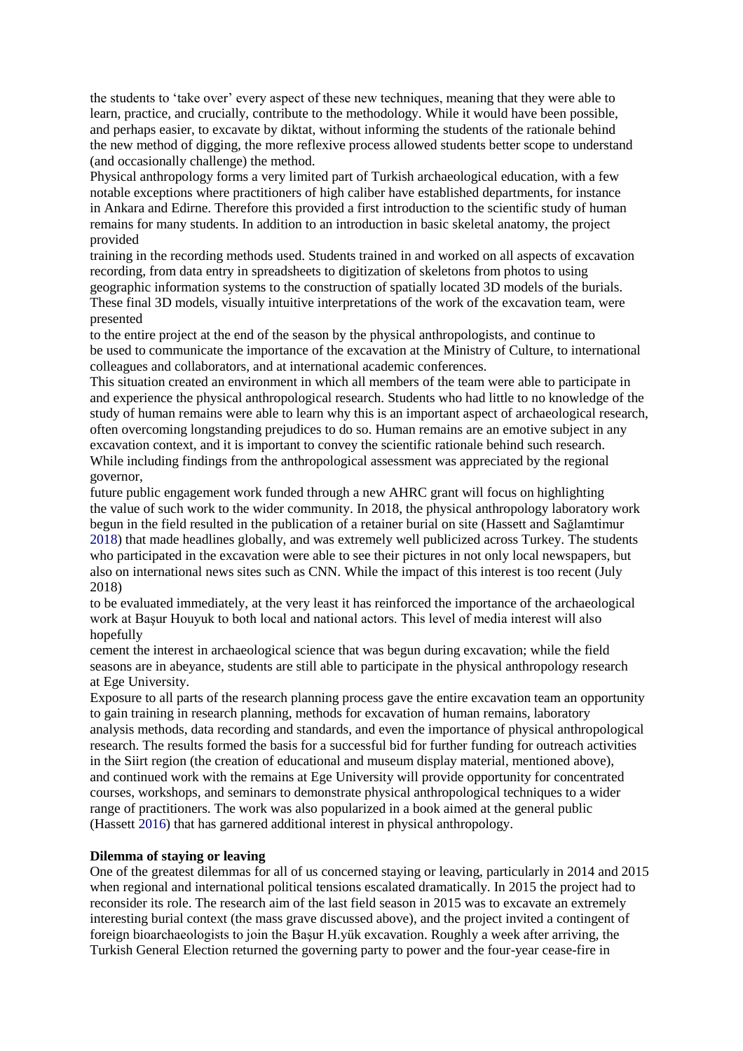the students to 'take over' every aspect of these new techniques, meaning that they were able to learn, practice, and crucially, contribute to the methodology. While it would have been possible, and perhaps easier, to excavate by diktat, without informing the students of the rationale behind the new method of digging, the more reflexive process allowed students better scope to understand (and occasionally challenge) the method.

Physical anthropology forms a very limited part of Turkish archaeological education, with a few notable exceptions where practitioners of high caliber have established departments, for instance in Ankara and Edirne. Therefore this provided a first introduction to the scientific study of human remains for many students. In addition to an introduction in basic skeletal anatomy, the project provided training in the recording methods used. Students trained in and worked on all aspects of excavation recording, from data entry in spreadsheets to digitization of skeletons from photos to using geographic information systems to the construction of spatially located 3D models of the burials. These final 3D models, visually intuitive interpretations of the work of the excavation team, were presented to the entire project at the end of the season by the physical anthropologists, and continue to be used to communicate the importance of the excavation at the Ministry of Culture, to international colleagues and collaborators, and at international academic conferences.

This situation created an environment in which all members of the team were able to participate in and experience the physical anthropological research. Students who had little to no knowledge of the study of human remains were able to learn why this is an important aspect of archaeological research, often overcoming longstanding prejudices to do so. Human remains are an emotive subject in any excavation context, and it is important to convey the scientific rationale behind such research. While including findings from the anthropological assessment was appreciated by the regional governor, future public engagement work funded through a new AHRC grant will focus on highlighting the value of such work to the wider community. In 2018, the physical anthropology laboratory work begun in the field resulted in the publication of a retainer burial on site (Hassett and Sağlamtimur 2018) that made headlines globally, and was extremely well publicized across Turkey. The students who participated in the excavation were able to see their pictures in not only local newspapers, but also on international news sites such as CNN. While the impact of this interest is too recent (July 2018) to be evaluated immediately, at the very least it has reinforced the importance of the archaeological work at Başur Houyuk to both local and national actors. This level of media interest will also hopefully cement the interest in archaeological science that was begun during excavation; while the field seasons are in abeyance, students are still able to participate in the physical anthropology research at Ege University.

Exposure to all parts of the research planning process gave the entire excavation team an opportunity to gain training in research planning, methods for excavation of human remains, laboratory analysis methods, data recording and standards, and even the importance of physical anthropological research. The results formed the basis for a successful bid for further funding for outreach activities in the Siirt region (the creation of educational and museum display material, mentioned above), and continued work with the remains at Ege University will provide opportunity for concentrated courses, workshops, and seminars to demonstrate physical anthropological techniques to a wider range of practitioners. The work was also popularized in a book aimed at the general public (Hassett 2016) that has garnered additional interest in physical anthropology.

**Dilemma of staying or leaving**

One of the greatest dilemmas for all of us concerned staying or leaving, particularly in 2014 and 2015 when regional and international political tensions escalated dramatically. In 2015 the project had to reconsider its role. The research aim of the last field season in 2015 was to excavate an extremely interesting burial context (the mass grave discussed above), and the project invited a contingent of foreign bioarchaeologists to join the Başur H.yük excavation. Roughly a week after arriving, the Turkish General Election returned the governing party to power and the four-year cease-fire in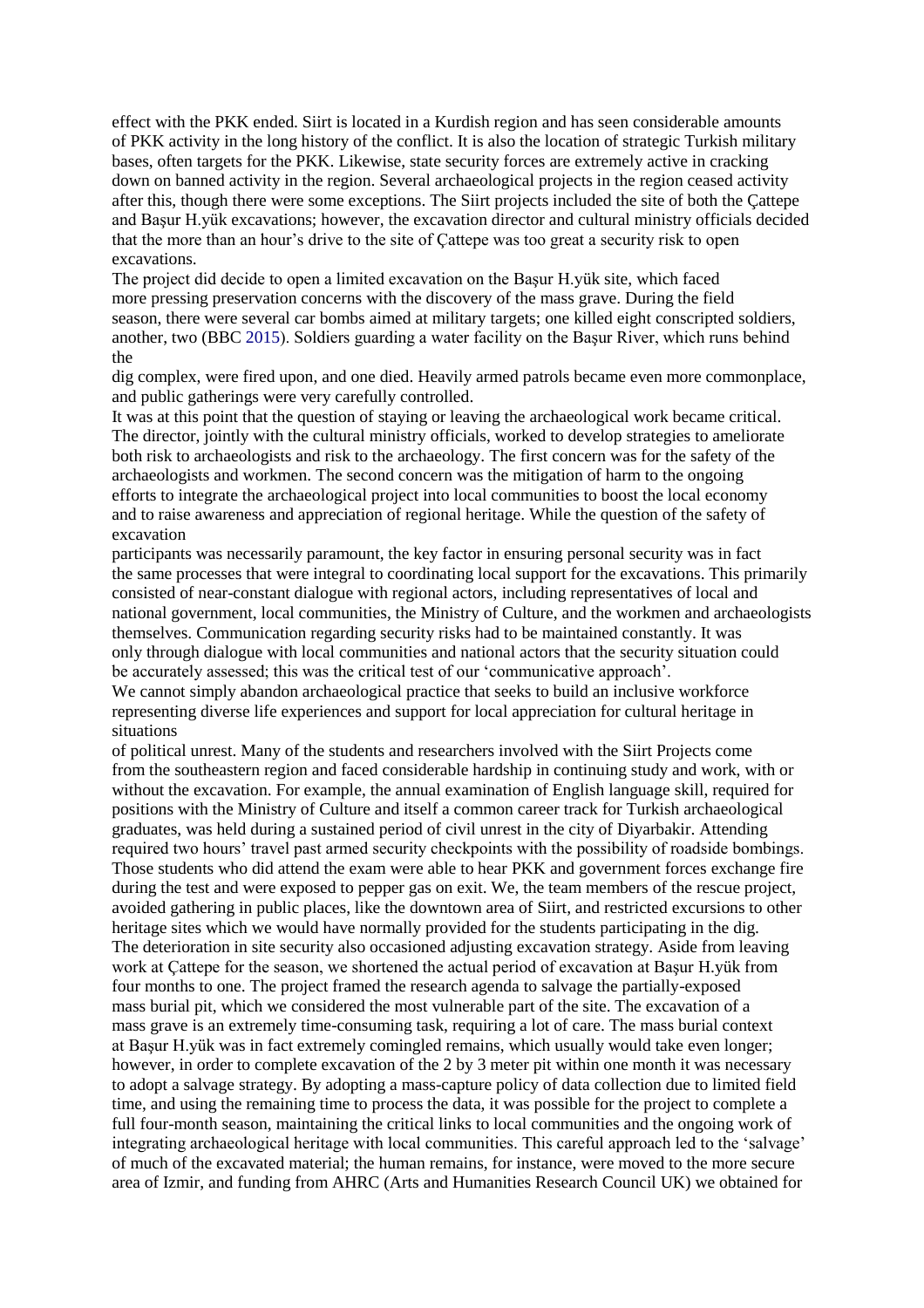effect with the PKK ended. Siirt is located in a Kurdish region and has seen considerable amounts of PKK activity in the long history of the conflict. It is also the location of strategic Turkish military bases, often targets for the PKK. Likewise, state security forces are extremely active in cracking down on banned activity in the region. Several archaeological projects in the region ceased activity after this, though there were some exceptions. The Siirt projects included the site of both the Çattepe and Başur H.yük excavations; however, the excavation director and cultural ministry officials decided that the more than an hour's drive to the site of Çattepe was too great a security risk to open excavations.

The project did decide to open a limited excavation on the Başur H.yük site, which faced more pressing preservation concerns with the discovery of the mass grave. During the field season, there were several car bombs aimed at military targets; one killed eight conscripted soldiers, another, two (BBC 2015). Soldiers guarding a water facility on the Başur River, which runs behind the dig complex, were fired upon, and one died. Heavily armed patrols became even more commonplace, and public gatherings were very carefully controlled.

It was at this point that the question of staying or leaving the archaeological work became critical. The director, jointly with the cultural ministry officials, worked to develop strategies to ameliorate both risk to archaeologists and risk to the archaeology. The first concern was for the safety of the archaeologists and workmen. The second concern was the mitigation of harm to the ongoing efforts to integrate the archaeological project into local communities to boost the local economy and to raise awareness and appreciation of regional heritage. While the question of the safety of excavation participants was necessarily paramount, the key factor in ensuring personal security was in fact the same processes that were integral to coordinating local support for the excavations. This primarily consisted of near-constant dialogue with regional actors, including representatives of local and national government, local communities, the Ministry of Culture, and the workmen and archaeologists themselves. Communication regarding security risks had to be maintained constantly. It was only through dialogue with local communities and national actors that the security situation could be accurately assessed; this was the critical test of our 'communicative approach'.

We cannot simply abandon archaeological practice that seeks to build an inclusive workforce representing diverse life experiences and support for local appreciation for cultural heritage in situations of political unrest. Many of the students and researchers involved with the Siirt Projects come from the southeastern region and faced considerable hardship in continuing study and work, with or without the excavation. For example, the annual examination of English language skill, required for positions with the Ministry of Culture and itself a common career track for Turkish archaeological graduates, was held during a sustained period of civil unrest in the city of Diyarbakir. Attending required two hours' travel past armed security checkpoints with the possibility of roadside bombings. Those students who did attend the exam were able to hear PKK and government forces exchange fire during the test and were exposed to pepper gas on exit. We, the team members of the rescue project, avoided gathering in public places, like the downtown area of Siirt, and restricted excursions to other heritage sites which we would have normally provided for the students participating in the dig.

The deterioration in site security also occasioned adjusting excavation strategy. Aside from leaving work at Çattepe for the season, we shortened the actual period of excavation at Başur H.yük from four months to one. The project framed the research agenda to salvage the partially-exposed mass burial pit, which we considered the most vulnerable part of the site. The excavation of a mass grave is an extremely time-consuming task, requiring a lot of care. The mass burial context at Başur H.yük was in fact extremely comingled remains, which usually would take even longer; however, in order to complete excavation of the 2 by 3 meter pit within one month it was necessary to adopt a salvage strategy. By adopting a mass-capture policy of data collection due to limited field time, and using the remaining time to process the data, it was possible for the project to complete a full four-month season, maintaining the critical links to local communities and the ongoing work of integrating archaeological heritage with local communities. This careful approach led to the 'salvage' of much of the excavated material; the human remains, for instance, were moved to the more secure area of Izmir, and funding from AHRC (Arts and Humanities Research Council UK) we obtained for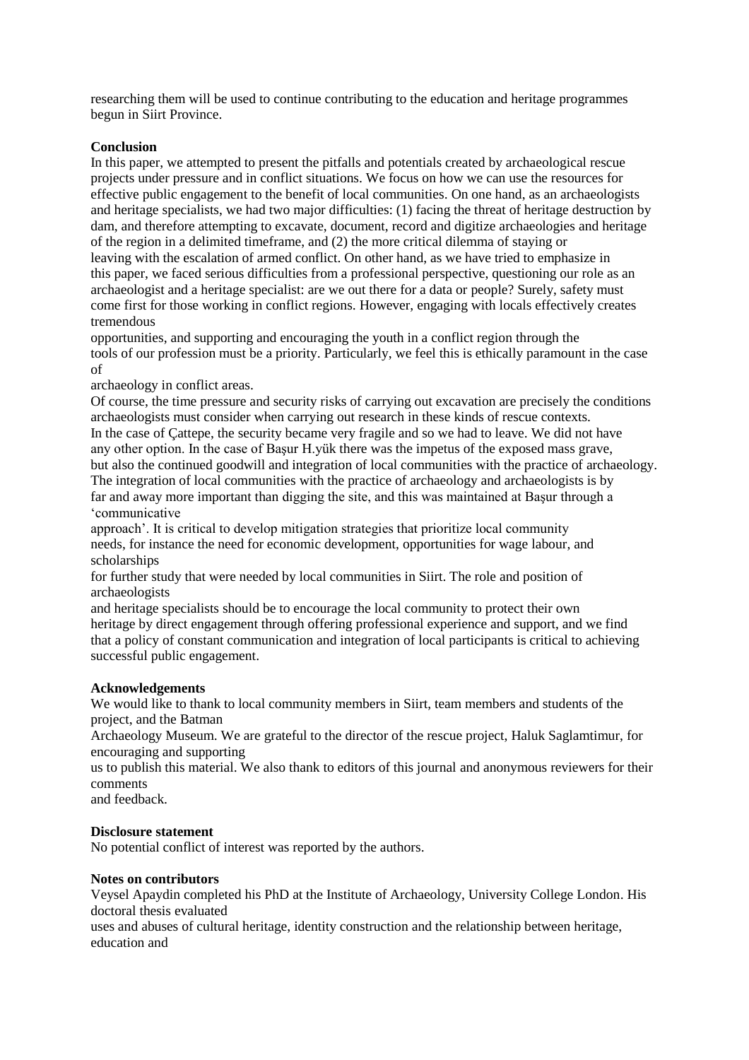researching them will be used to continue contributing to the education and heritage programmes begun in Siirt Province.

## Conclusion

In this paper, we attempted to present the pitfalls and potentials created by archaeological rescue projects under pressure and in conflict situations. We focus on how we can use the resources for effective public engagement to the benefit of local communities. On one hand, as an archaeologists and heritage specialists, we had two major difficulties: (1) facing the threat of heritage destruction by dam, and therefore attempting to excavate, document, record and digitize archaeologies and heritage of the region in a delimited timeframe, and (2) the more critical dilemma of staying or leaving with the escalation of armed conflict. On other hand, as we have tried to emphasize in this paper, we faced serious difficulties from a professional perspective, questioning our role as an archaeologist and a heritage specialist: are we out there for a data or people? Surely, safety must come first for those working in conflict regions. However, engaging with locals effectively creates tremendous opportunities, and supporting and encouraging the youth in a conflict region through the tools of our profession must be a priority. Particularly, we feel this is ethically paramount in the case of archaeology in conflict areas.

Of course, the time pressure and security risks of carrying out excavation are precisely the conditions archaeologists must consider when carrying out research in these kinds of rescue contexts. In the case of Çattepe, the security became very fragile and so we had to leave. We did not have any other option. In the case of Başur H.yük there was the impetus of the exposed mass grave, but also the continued goodwill and integration of local communities with the practice of archaeology. The integration of local communities with the practice of archaeology and archaeologists is by far and away more important than digging the site, and this was maintained at Başur through a 'communicative approach'. It is critical to develop mitigation strategies that prioritize local community needs, for instance the need for economic development, opportunities for wage labour, and scholarships for further study that were needed by local communities in Siirt. The role and position of archaeologists and heritage specialists should be to encourage the local community to protect their own heritage by direct engagement through offering professional experience and support, and we find that a policy of constant communication and integration of local participants is critical to achieving successful public engagement.

## Acknowledgements

We would like to thank to local community members in Siirt, team members and students of the project, and the Batman Archaeology Museum. We are grateful to the director of the rescue project, Haluk Saglamtimur, for encouraging and supporting us to publish this material. We also thank to editors of this journal and anonymous reviewers for their comments and feedback.

## Disclosure statement

No potential conflict of interest was reported by the authors.

## Notes on contributors

Veysel Apaydin completed his PhD at the Institute of Archaeology, University College London. His doctoral thesis evaluated uses and abuses of cultural heritage, identity construction and the relationship between heritage, education and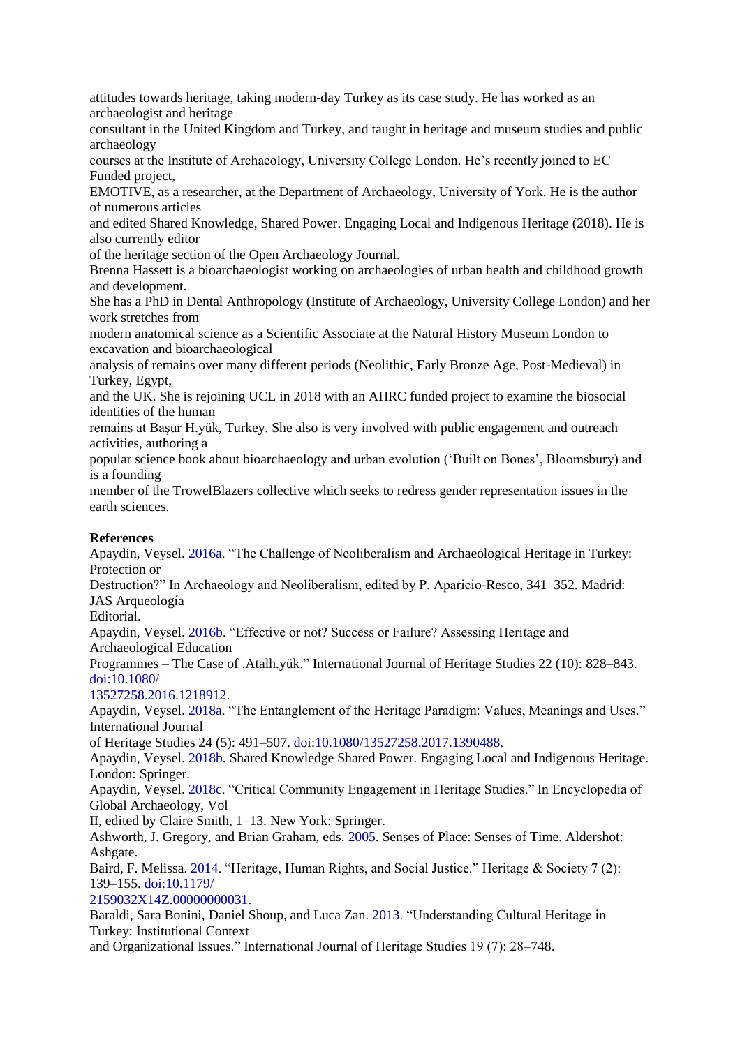attitudes towards heritage, taking modern-day Turkey as its case study. He has worked as an archaeologist and heritage consultant in the United Kingdom and Turkey, and taught in heritage and museum studies and public archaeology courses at the Institute of Archaeology, University College London. He's recently joined to EC Funded project, EMOTIVE, as a researcher, at the Department of Archaeology, University of York. He is the author of numerous articles and edited Shared Knowledge, Shared Power. Engaging Local and Indigenous Heritage (2018). He is also currently editor of the heritage section of the Open Archaeology Journal.

Brenna Hassett is a bioarchaeologist working on archaeologies of urban health and childhood growth and development. She has a PhD in Dental Anthropology (Institute of Archaeology, University College London) and her work stretches from modern anatomical science as a Scientific Associate at the Natural History Museum London to excavation and bioarchaeological analysis of remains over many different periods (Neolithic, Early Bronze Age, Post-Medieval) in Turkey, Egypt, and the UK. She is rejoining UCL in 2018 with an AHRC funded project to examine the biosocial identities of the human remains at Başur H.yük, Turkey. She also is very involved with public engagement and outreach activities, authoring a popular science book about bioarchaeology and urban evolution ('Built on Bones', Bloomsbury) and is a founding member of the TrowelBlazers collective which seeks to redress gender representation issues in the earth sciences.

**References**

Apaydin, Veysel. 2016a. "The Challenge of Neoliberalism and Archaeological Heritage in Turkey: Protection or Destruction?" In Archaeology and Neoliberalism, edited by P. Aparicio-Resco, 341–352. Madrid: JAS Arqueología Editorial.

Apaydin, Veysel. 2016b. "Effective or not? Success or Failure? Assessing Heritage and Archaeological Education Programmes – The Case of .Atalh.yük." International Journal of Heritage Studies 22 (10): 828–843. doi:10.1080/13527258.2016.1218912.

Apaydin, Veysel. 2018a. "The Entanglement of the Heritage Paradigm: Values, Meanings and Uses." International Journal of Heritage Studies 24 (5): 491–507. doi:10.1080/13527258.2017.1390488.

Apaydin, Veysel. 2018b. Shared Knowledge Shared Power. Engaging Local and Indigenous Heritage. London: Springer.

Apaydin, Veysel. 2018c. "Critical Community Engagement in Heritage Studies." In Encyclopedia of Global Archaeology, Vol II, edited by Claire Smith, 1–13. New York: Springer.

Ashworth, J. Gregory, and Brian Graham, eds. 2005. Senses of Place: Senses of Time. Aldershot: Ashgate.

Baird, F. Melissa. 2014. "Heritage, Human Rights, and Social Justice." Heritage & Society 7 (2): 139–155. doi:10.1179/2159032X14Z.00000000031.

Baraldi, Sara Bonini, Daniel Shoup, and Luca Zan. 2013. "Understanding Cultural Heritage in Turkey: Institutional Context and Organizational Issues." International Journal of Heritage Studies 19 (7): 28–748.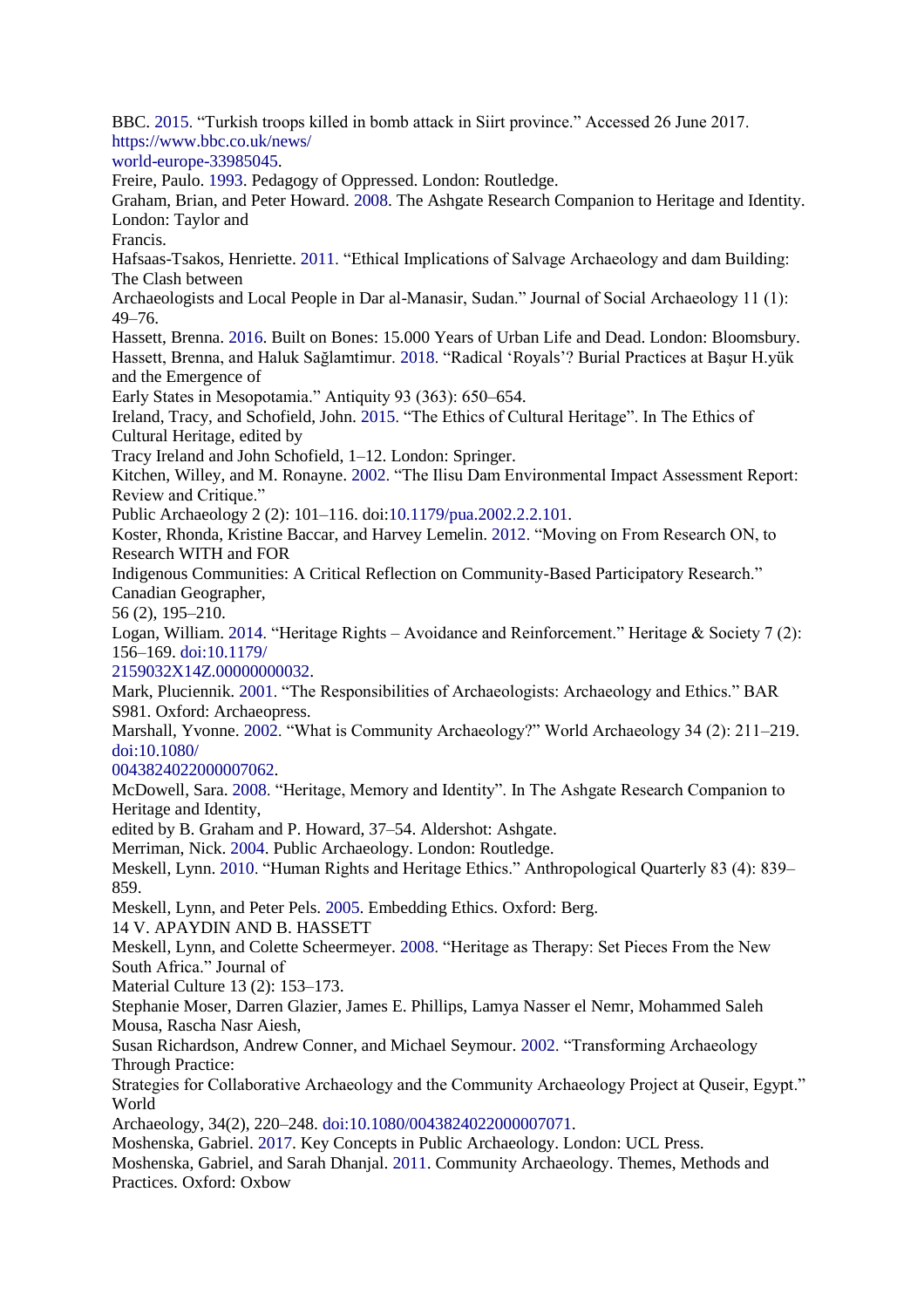BBC. 2015. "Turkish troops killed in bomb attack in Siirt province." Accessed 26 June 2017. https://www.bbc.co.uk/news/world-europe-33985045.

Freire, Paulo. 1993. Pedagogy of Oppressed. London: Routledge.

Graham, Brian, and Peter Howard. 2008. The Ashgate Research Companion to Heritage and Identity. London: Taylor and Francis.

Hafsaas-Tsakos, Henriette. 2011. "Ethical Implications of Salvage Archaeology and dam Building: The Clash between Archaeologists and Local People in Dar al-Manasir, Sudan." Journal of Social Archaeology 11 (1): 49–76.

Hassett, Brenna. 2016. Built on Bones: 15.000 Years of Urban Life and Dead. London: Bloomsbury.

Hassett, Brenna, and Haluk Sağlamtimur. 2018. "Radical 'Royals'? Burial Practices at Başur H.yük and the Emergence of Early States in Mesopotamia." Antiquity 93 (363): 650–654.

Ireland, Tracy, and Schofield, John. 2015. "The Ethics of Cultural Heritage". In The Ethics of Cultural Heritage, edited by Tracy Ireland and John Schofield, 1–12. London: Springer.

Kitchen, Willey, and M. Ronayne. 2002. "The Ilisu Dam Environmental Impact Assessment Report: Review and Critique." Public Archaeology 2 (2): 101–116. doi:10.1179/pua.2002.2.2.101.

Koster, Rhonda, Kristine Baccar, and Harvey Lemelin. 2012. "Moving on From Research ON, to Research WITH and FOR Indigenous Communities: A Critical Reflection on Community-Based Participatory Research." Canadian Geographer, 56 (2), 195–210.

Logan, William. 2014. "Heritage Rights – Avoidance and Reinforcement." Heritage & Society 7 (2): 156–169. doi:10.1179/2159032X14Z.00000000032.

Mark, Pluciennik. 2001. "The Responsibilities of Archaeologists: Archaeology and Ethics." BAR S981. Oxford: Archaeopress.

Marshall, Yvonne. 2002. "What is Community Archaeology?" World Archaeology 34 (2): 211–219. doi:10.1080/0043824022000007062.

McDowell, Sara. 2008. "Heritage, Memory and Identity". In The Ashgate Research Companion to Heritage and Identity, edited by B. Graham and P. Howard, 37–54. Aldershot: Ashgate.

Merriman, Nick. 2004. Public Archaeology. London: Routledge.

Meskell, Lynn. 2010. "Human Rights and Heritage Ethics." Anthropological Quarterly 83 (4): 839–859.

Meskell, Lynn, and Peter Pels. 2005. Embedding Ethics. Oxford: Berg.

Meskell, Lynn, and Colette Scheermeyer. 2008. "Heritage as Therapy: Set Pieces From the New South Africa." Journal of Material Culture 13 (2): 153–173.

Stephanie Moser, Darren Glazier, James E. Phillips, Lamya Nasser el Nemr, Mohammed Saleh Mousa, Rascha Nasr Aiesh, Susan Richardson, Andrew Conner, and Michael Seymour. 2002. "Transforming Archaeology Through Practice: Strategies for Collaborative Archaeology and the Community Archaeology Project at Quseir, Egypt." World Archaeology, 34(2), 220–248. doi:10.1080/0043824022000007071.

Moshenska, Gabriel. 2017. Key Concepts in Public Archaeology. London: UCL Press.

Moshenska, Gabriel, and Sarah Dhanjal. 2011. Community Archaeology. Themes, Methods and Practices. Oxford: Oxbow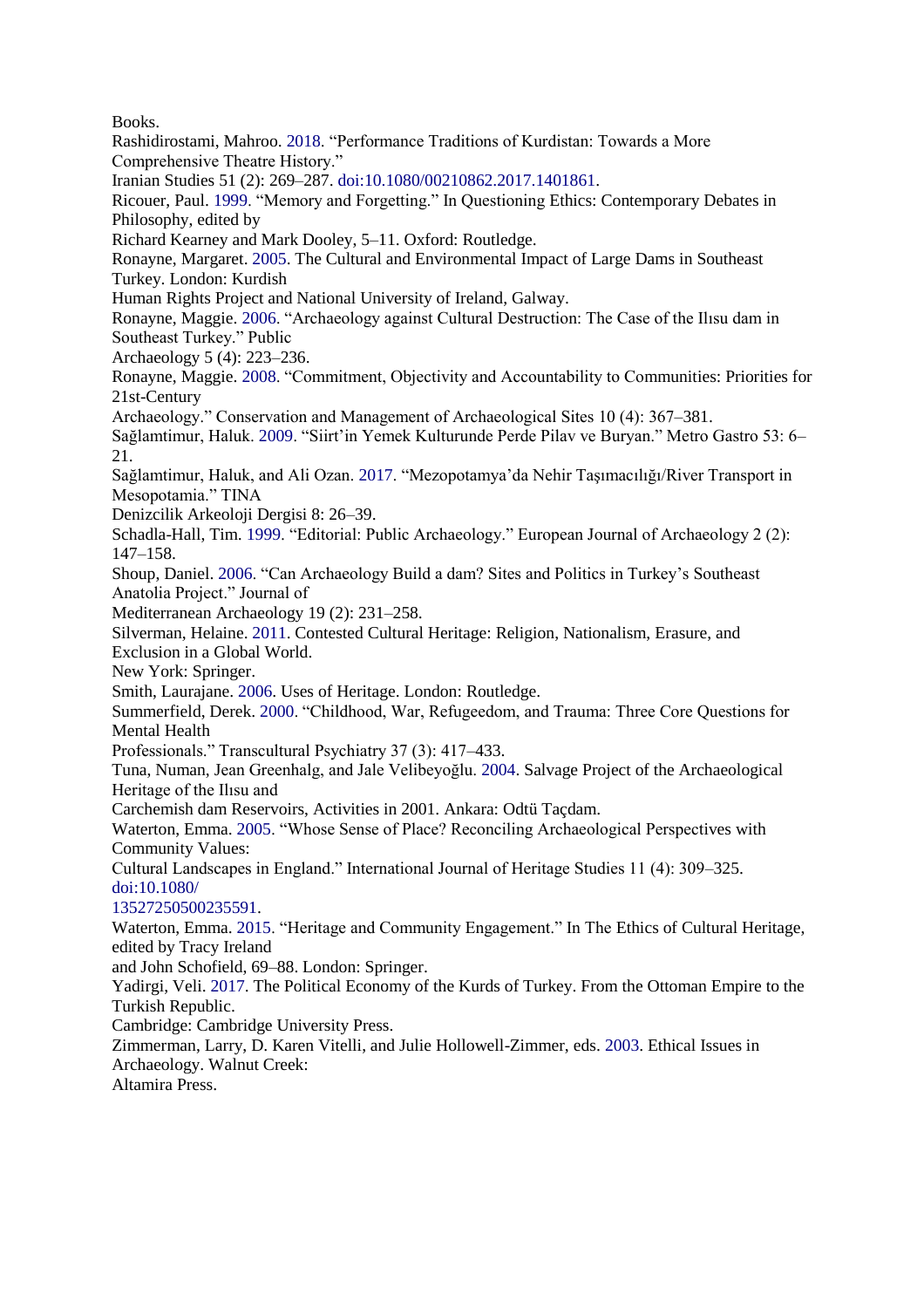Books.

Rashidirostami, Mahroo. 2018. "Performance Traditions of Kurdistan: Towards a More Comprehensive Theatre History." Iranian Studies 51 (2): 269–287. doi:10.1080/00210862.2017.1401861.

Ricouer, Paul. 1999. "Memory and Forgetting." In Questioning Ethics: Contemporary Debates in Philosophy, edited by Richard Kearney and Mark Dooley, 5–11. Oxford: Routledge.

Ronayne, Margaret. 2005. The Cultural and Environmental Impact of Large Dams in Southeast Turkey. London: Kurdish Human Rights Project and National University of Ireland, Galway.

Ronayne, Maggie. 2006. "Archaeology against Cultural Destruction: The Case of the Ilısu dam in Southeast Turkey." Public Archaeology 5 (4): 223–236.

Ronayne, Maggie. 2008. "Commitment, Objectivity and Accountability to Communities: Priorities for 21st-Century Archaeology." Conservation and Management of Archaeological Sites 10 (4): 367–381.

Sağlamtimur, Haluk. 2009. "Siirt'in Yemek Kulturunde Perde Pilav ve Buryan." Metro Gastro 53: 6–21.

Sağlamtimur, Haluk, and Ali Ozan. 2017. "Mezopotamya'da Nehir Taşımacılığı/River Transport in Mesopotamia." TINA Denizcilik Arkeoloji Dergisi 8: 26–39.

Schadla-Hall, Tim. 1999. "Editorial: Public Archaeology." European Journal of Archaeology 2 (2): 147–158.

Shoup, Daniel. 2006. "Can Archaeology Build a dam? Sites and Politics in Turkey's Southeast Anatolia Project." Journal of Mediterranean Archaeology 19 (2): 231–258.

Silverman, Helaine. 2011. Contested Cultural Heritage: Religion, Nationalism, Erasure, and Exclusion in a Global World. New York: Springer.

Smith, Laurajane. 2006. Uses of Heritage. London: Routledge.

Summerfield, Derek. 2000. "Childhood, War, Refugeedom, and Trauma: Three Core Questions for Mental Health Professionals." Transcultural Psychiatry 37 (3): 417–433.

Tuna, Numan, Jean Greenhalg, and Jale Velibeyoğlu. 2004. Salvage Project of the Archaeological Heritage of the Ilısu and Carchemish dam Reservoirs, Activities in 2001. Ankara: Odtü Taçdam.

Waterton, Emma. 2005. "Whose Sense of Place? Reconciling Archaeological Perspectives with Community Values: Cultural Landscapes in England." International Journal of Heritage Studies 11 (4): 309–325. doi:10.1080/13527250500235591.

Waterton, Emma. 2015. "Heritage and Community Engagement." In The Ethics of Cultural Heritage, edited by Tracy Ireland and John Schofield, 69–88. London: Springer.

Yadirgi, Veli. 2017. The Political Economy of the Kurds of Turkey. From the Ottoman Empire to the Turkish Republic. Cambridge: Cambridge University Press.

Zimmerman, Larry, D. Karen Vitelli, and Julie Hollowell-Zimmer, eds. 2003. Ethical Issues in Archaeology. Walnut Creek: Altamira Press.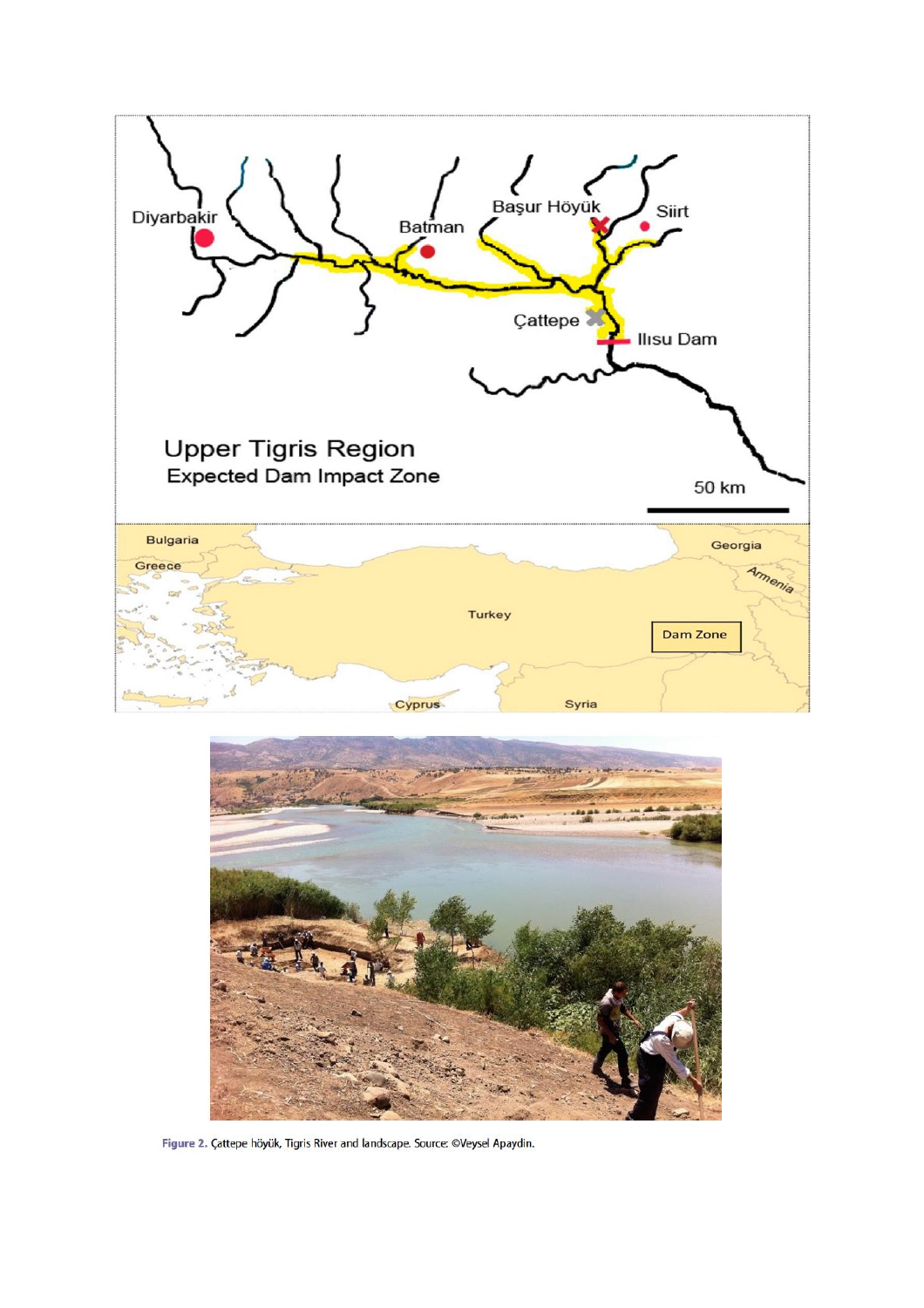Figure 2. Çattepe höyük, Tigris River and landscape. Source: ©Veysel Apaydin.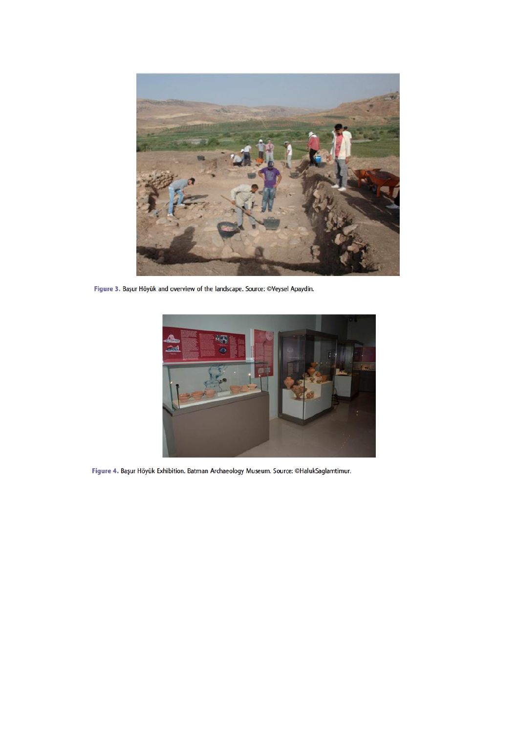Figure 3. Başur Höyük and overview of the landscape. Source: ©Veysel Apaydin.

Figure 4. Başur Höyük Exhibition. Batman Archaeology Museum. Source: ©HalukSaglamtimur.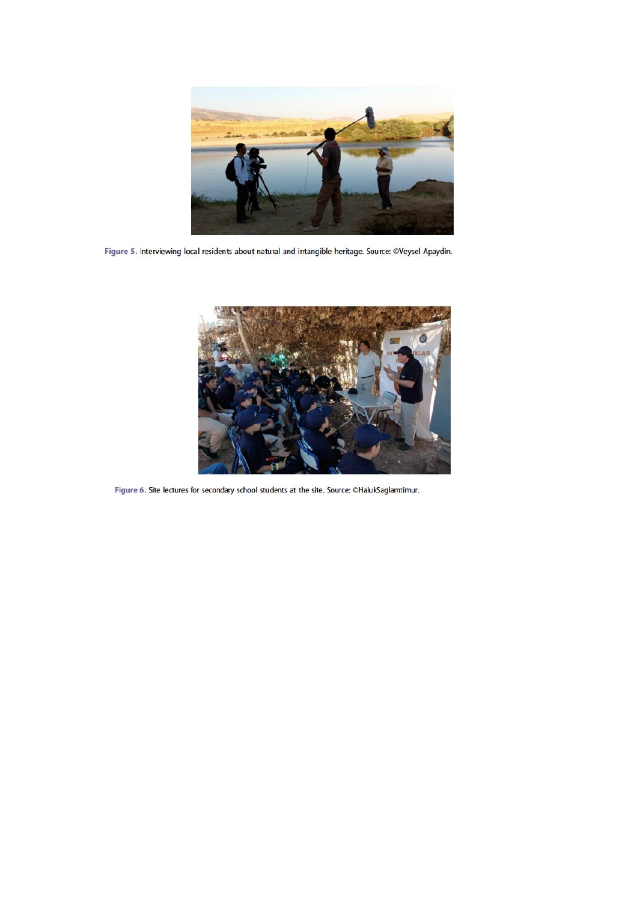Figure 5. Interviewing local residents about natural and intangible heritage. Source: ©Veysel Apaydin.

Figure 6. Site lectures for secondary school students at the site. Source: ©HalukSaglamtimur.